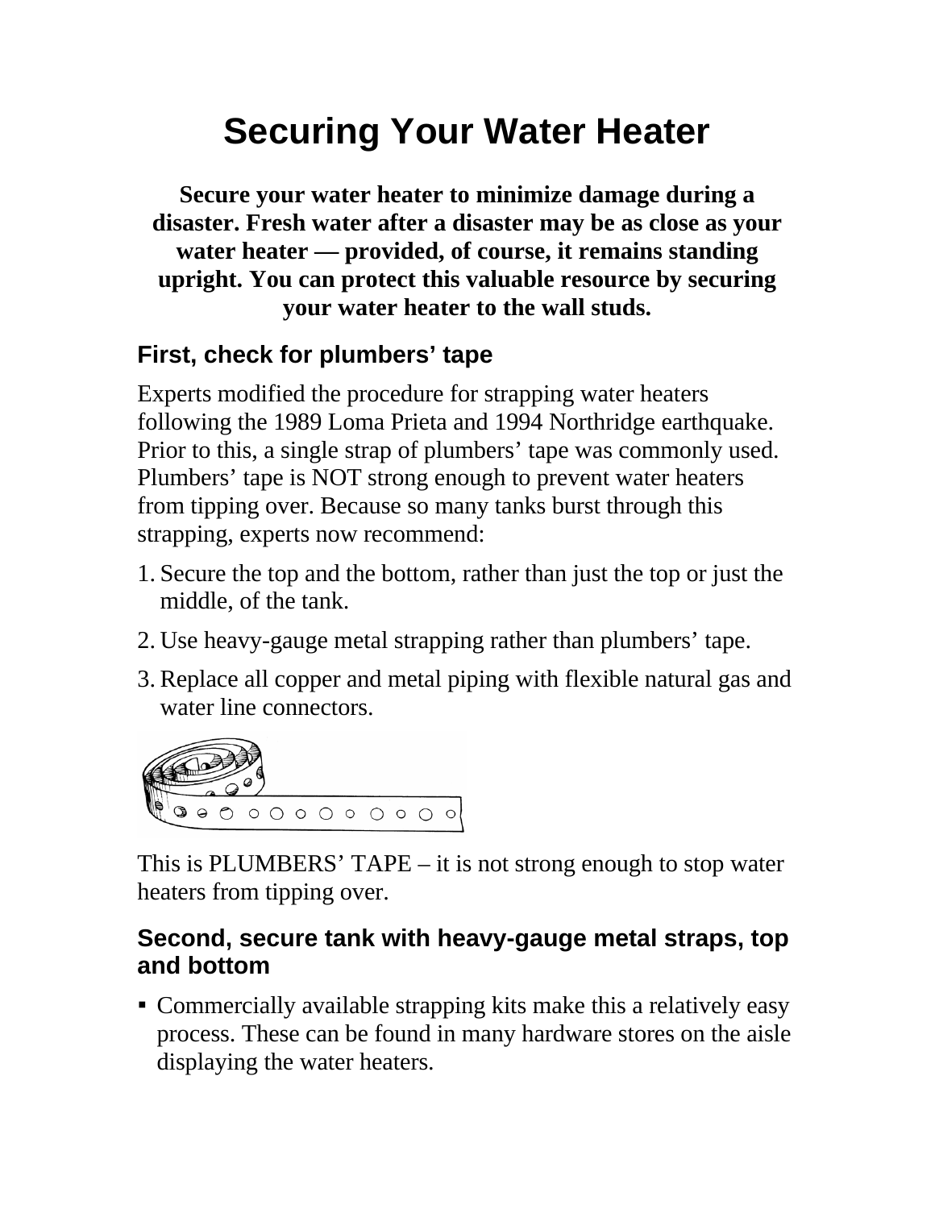# Securing Your Water Heater

**Secure your water heater to minimize damage during a disaster. Fresh water after a disaster may be as close as your water heater — provided, of course, it remains standing upright. You can protect this valuable resource by securing your water heater to the wall studs.**

## First, check for plumbers' tape

Experts modified the procedure for strapping water heaters following the 1989 Loma Prieta and 1994 Northridge earthquake. Prior to this, a single strap of plumbers' tape was commonly used. Plumbers' tape is NOT strong enough to prevent water heaters from tipping over. Because so many tanks burst through this strapping, experts now recommend:

1. Secure the top and the bottom, rather than just the top or just the middle, of the tank.
2. Use heavy-gauge metal strapping rather than plumbers' tape.
3. Replace all copper and metal piping with flexible natural gas and water line connectors.

This is PLUMBERS' TAPE – it is not strong enough to stop water heaters from tipping over.

## Second, secure tank with heavy-gauge metal straps, top and bottom

- Commercially available strapping kits make this a relatively easy process. These can be found in many hardware stores on the aisle displaying the water heaters.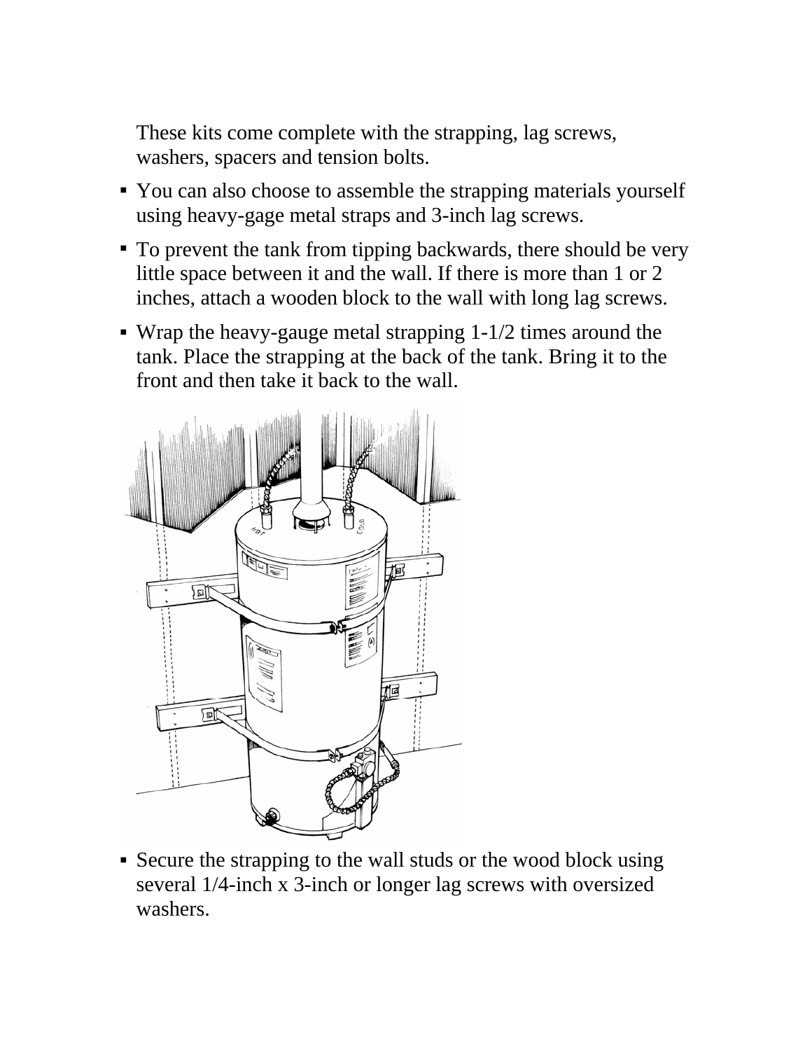These kits come complete with the strapping, lag screws, washers, spacers and tension bolts.

- You can also choose to assemble the strapping materials yourself using heavy-gage metal straps and 3-inch lag screws.
- To prevent the tank from tipping backwards, there should be very little space between it and the wall. If there is more than 1 or 2 inches, attach a wooden block to the wall with long lag screws.
- Wrap the heavy-gauge metal strapping 1-1/2 times around the tank. Place the strapping at the back of the tank. Bring it to the front and then take it back to the wall.
- Secure the strapping to the wall studs or the wood block using several 1/4-inch x 3-inch or longer lag screws with oversized washers.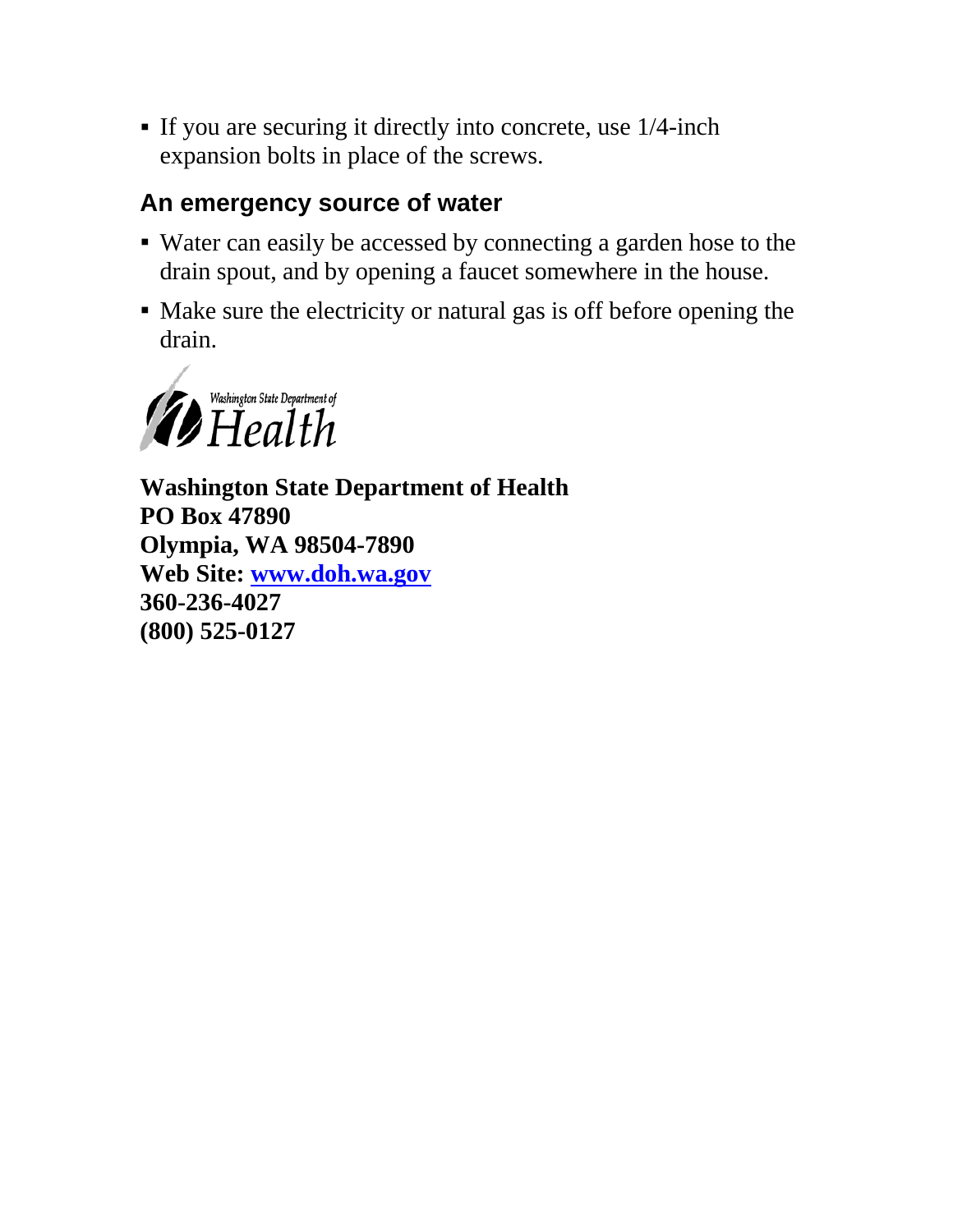- If you are securing it directly into concrete, use 1/4-inch expansion bolts in place of the screws.

## An emergency source of water

- Water can easily be accessed by connecting a garden hose to the drain spout, and by opening a faucet somewhere in the house.
- Make sure the electricity or natural gas is off before opening the drain.

Washington State Department of *Health*

**Washington State Department of Health**
**PO Box 47890**
**Olympia, WA 98504-7890**
**Web Site: [www.doh.wa.gov](http://www.doh.wa.gov)**
**360-236-4027**
**(800) 525-0127**